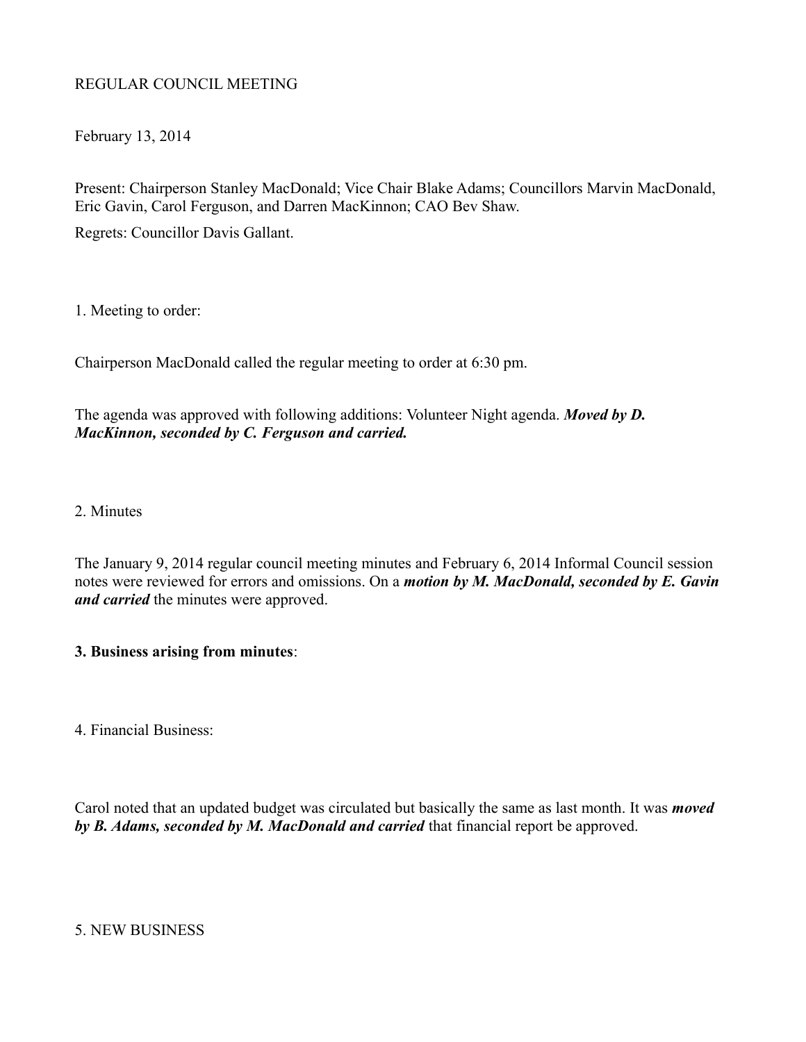REGULAR COUNCIL MEETING

February 13, 2014

Present: Chairperson Stanley MacDonald; Vice Chair Blake Adams; Councillors Marvin MacDonald, Eric Gavin, Carol Ferguson, and Darren MacKinnon; CAO Bev Shaw.

Regrets: Councillor Davis Gallant.

1. Meeting to order:

Chairperson MacDonald called the regular meeting to order at 6:30 pm.

The agenda was approved with following additions: Volunteer Night agenda. ***Moved by D. MacKinnon, seconded by C. Ferguson and carried.***

2. Minutes

The January 9, 2014 regular council meeting minutes and February 6, 2014 Informal Council session notes were reviewed for errors and omissions. On a ***motion by M. MacDonald, seconded by E. Gavin and carried*** the minutes were approved.

**3. Business arising from minutes**:

4. Financial Business:

Carol noted that an updated budget was circulated but basically the same as last month. It was ***moved by B. Adams, seconded by M. MacDonald and carried*** that financial report be approved.

5. NEW BUSINESS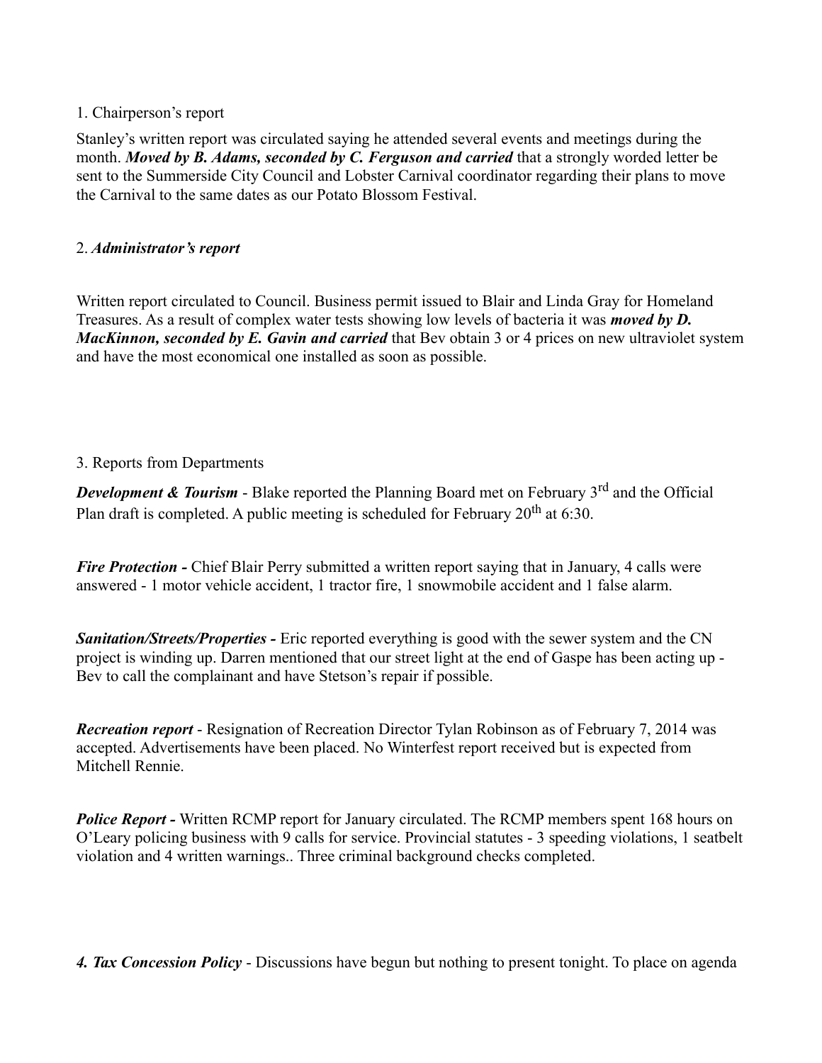1. Chairperson's report

Stanley's written report was circulated saying he attended several events and meetings during the month. ***Moved by B. Adams, seconded by C. Ferguson and carried*** that a strongly worded letter be sent to the Summerside City Council and Lobster Carnival coordinator regarding their plans to move the Carnival to the same dates as our Potato Blossom Festival.

2. ***Administrator's report***

Written report circulated to Council. Business permit issued to Blair and Linda Gray for Homeland Treasures. As a result of complex water tests showing low levels of bacteria it was ***moved by D. MacKinnon, seconded by E. Gavin and carried*** that Bev obtain 3 or 4 prices on new ultraviolet system and have the most economical one installed as soon as possible.

3. Reports from Departments

***Development & Tourism*** - Blake reported the Planning Board met on February 3rd and the Official Plan draft is completed. A public meeting is scheduled for February 20th at 6:30.

***Fire Protection -*** Chief Blair Perry submitted a written report saying that in January, 4 calls were answered - 1 motor vehicle accident, 1 tractor fire, 1 snowmobile accident and 1 false alarm.

***Sanitation/Streets/Properties -*** Eric reported everything is good with the sewer system and the CN project is winding up. Darren mentioned that our street light at the end of Gaspe has been acting up - Bev to call the complainant and have Stetson's repair if possible.

***Recreation report*** - Resignation of Recreation Director Tylan Robinson as of February 7, 2014 was accepted. Advertisements have been placed. No Winterfest report received but is expected from Mitchell Rennie.

***Police Report -*** Written RCMP report for January circulated. The RCMP members spent 168 hours on O'Leary policing business with 9 calls for service. Provincial statutes - 3 speeding violations, 1 seatbelt violation and 4 written warnings.. Three criminal background checks completed.

***4. Tax Concession Policy*** - Discussions have begun but nothing to present tonight. To place on agenda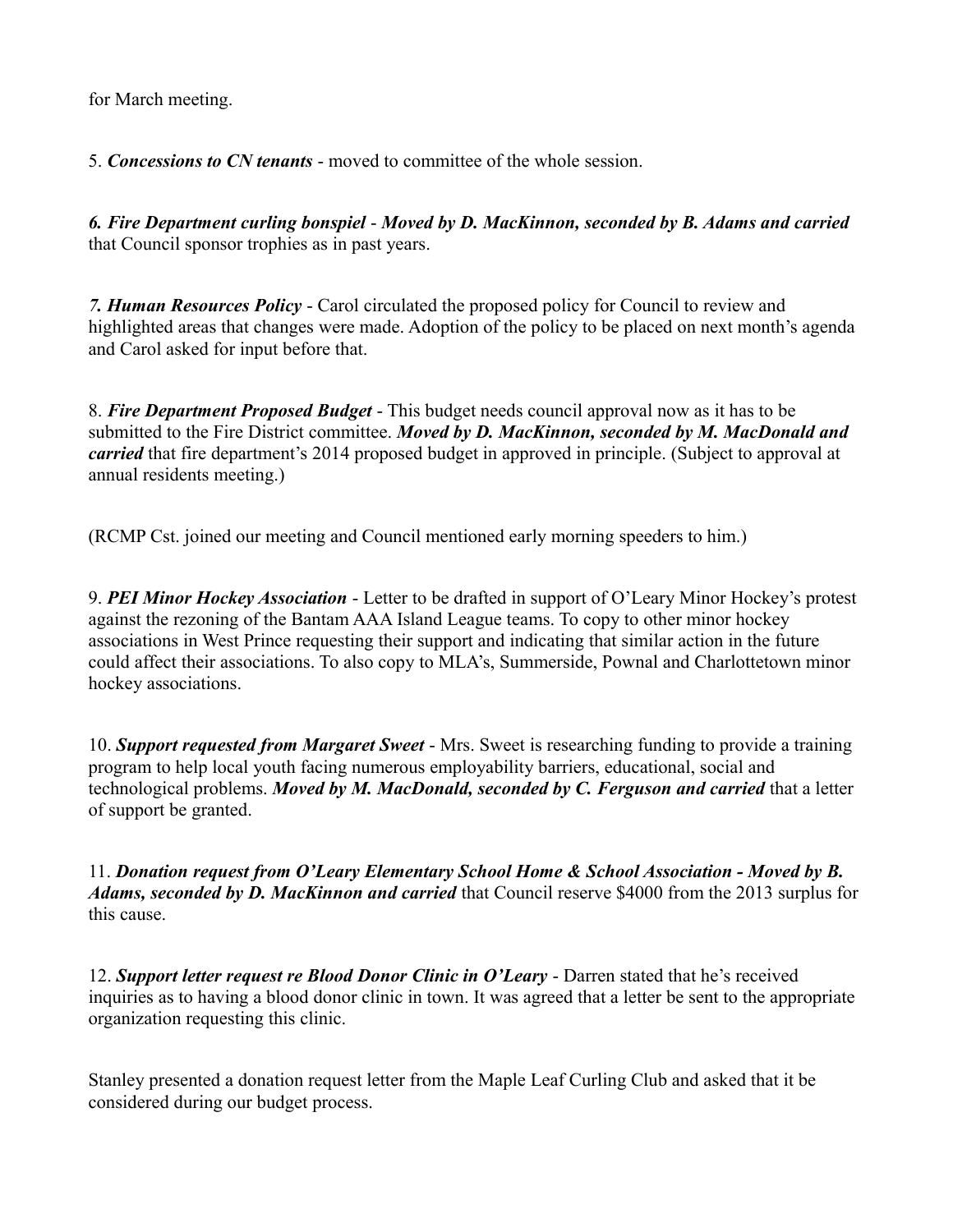for March meeting.

5. ***Concessions to CN tenants*** - moved to committee of the whole session.

***6. Fire Department curling bonspiel*** - ***Moved by D. MacKinnon, seconded by B. Adams and carried*** that Council sponsor trophies as in past years.

***7. Human Resources Policy*** - Carol circulated the proposed policy for Council to review and highlighted areas that changes were made. Adoption of the policy to be placed on next month's agenda and Carol asked for input before that.

8. ***Fire Department Proposed Budget*** - This budget needs council approval now as it has to be submitted to the Fire District committee. ***Moved by D. MacKinnon, seconded by M. MacDonald and carried*** that fire department's 2014 proposed budget in approved in principle. (Subject to approval at annual residents meeting.)

(RCMP Cst. joined our meeting and Council mentioned early morning speeders to him.)

9. ***PEI Minor Hockey Association*** - Letter to be drafted in support of O'Leary Minor Hockey's protest against the rezoning of the Bantam AAA Island League teams. To copy to other minor hockey associations in West Prince requesting their support and indicating that similar action in the future could affect their associations. To also copy to MLA's, Summerside, Pownal and Charlottetown minor hockey associations.

10. ***Support requested from Margaret Sweet*** - Mrs. Sweet is researching funding to provide a training program to help local youth facing numerous employability barriers, educational, social and technological problems. ***Moved by M. MacDonald, seconded by C. Ferguson and carried*** that a letter of support be granted.

11. ***Donation request from O'Leary Elementary School Home & School Association - Moved by B. Adams, seconded by D. MacKinnon and carried*** that Council reserve $4000 from the 2013 surplus for this cause.

12. ***Support letter request re Blood Donor Clinic in O'Leary*** - Darren stated that he's received inquiries as to having a blood donor clinic in town. It was agreed that a letter be sent to the appropriate organization requesting this clinic.

Stanley presented a donation request letter from the Maple Leaf Curling Club and asked that it be considered during our budget process.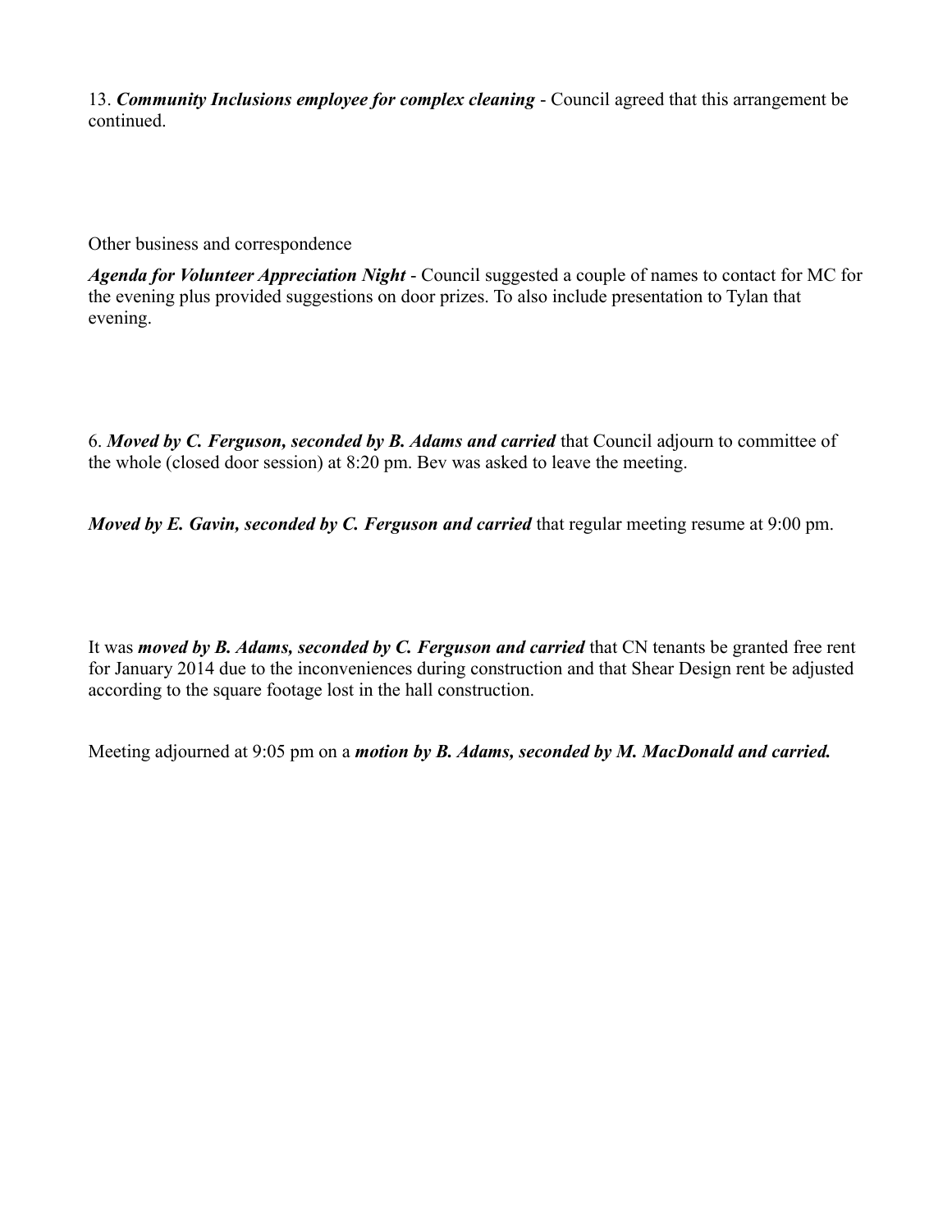13. ***Community Inclusions employee for complex cleaning*** - Council agreed that this arrangement be continued.

Other business and correspondence

***Agenda for Volunteer Appreciation Night*** - Council suggested a couple of names to contact for MC for the evening plus provided suggestions on door prizes. To also include presentation to Tylan that evening.

6. ***Moved by C. Ferguson, seconded by B. Adams and carried*** that Council adjourn to committee of the whole (closed door session) at 8:20 pm. Bev was asked to leave the meeting.

***Moved by E. Gavin, seconded by C. Ferguson and carried*** that regular meeting resume at 9:00 pm.

It was ***moved by B. Adams, seconded by C. Ferguson and carried*** that CN tenants be granted free rent for January 2014 due to the inconveniences during construction and that Shear Design rent be adjusted according to the square footage lost in the hall construction.

Meeting adjourned at 9:05 pm on a ***motion by B. Adams, seconded by M. MacDonald and carried.***